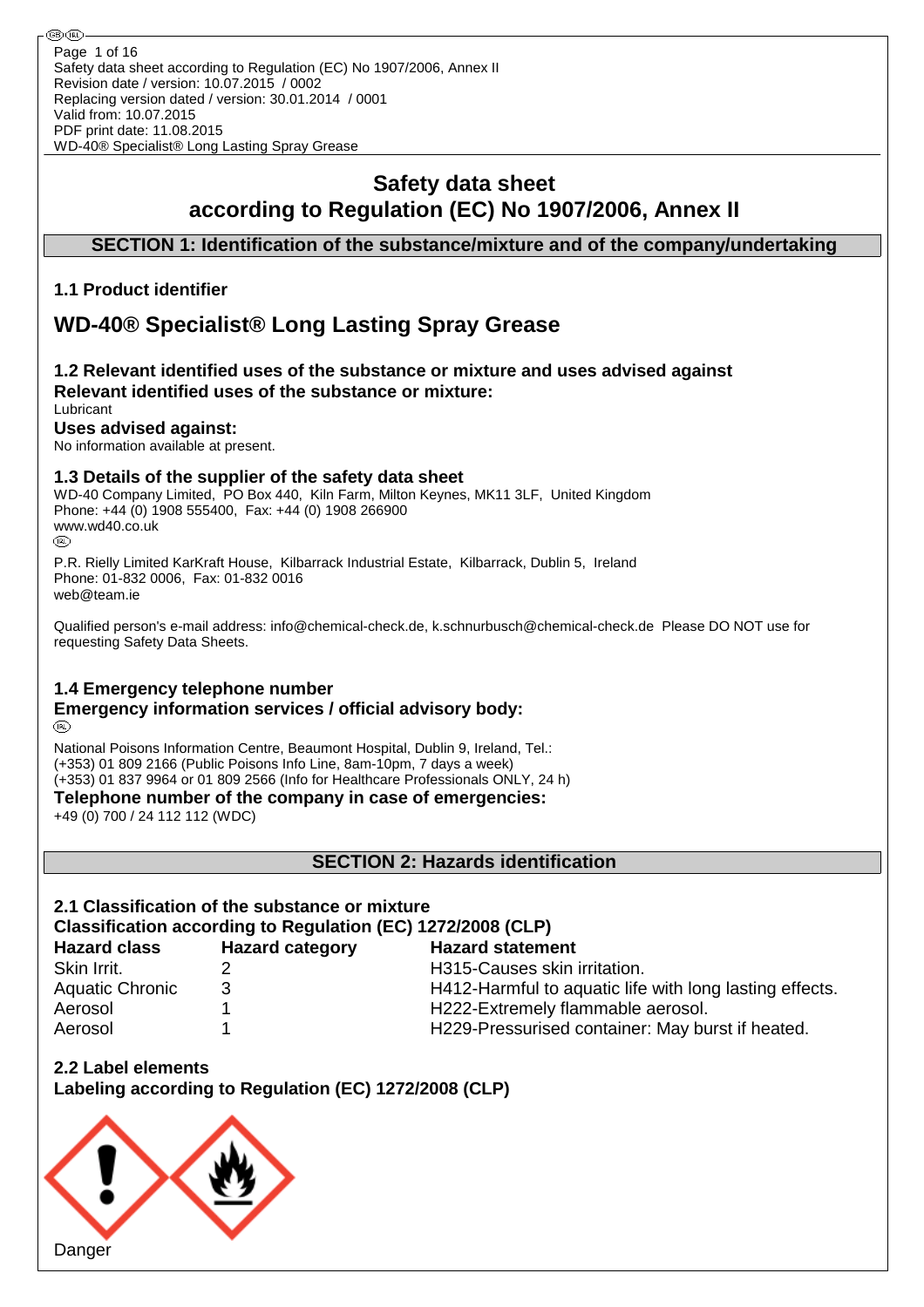# Safety data sheet
# according to Regulation (EC) No 1907/2006, Annex II

## SECTION 1: Identification of the substance/mixture and of the company/undertaking

### 1.1 Product identifier

## WD-40® Specialist® Long Lasting Spray Grease

### 1.2 Relevant identified uses of the substance or mixture and uses advised against

**Relevant identified uses of the substance or mixture:**

Lubricant

**Uses advised against:**

No information available at present.

### 1.3 Details of the supplier of the safety data sheet

WD-40 Company Limited, PO Box 440, Kiln Farm, Milton Keynes, MK11 3LF, United Kingdom
Phone: +44 (0) 1908 555400, Fax: +44 (0) 1908 266900
www.wd40.co.uk

P.R. Rielly Limited KarKraft House, Kilbarrack Industrial Estate, Kilbarrack, Dublin 5, Ireland
Phone: 01-832 0006, Fax: 01-832 0016
web@team.ie

Qualified person's e-mail address: info@chemical-check.de, k.schnurbusch@chemical-check.de Please DO NOT use for requesting Safety Data Sheets.

### 1.4 Emergency telephone number

**Emergency information services / official advisory body:**

National Poisons Information Centre, Beaumont Hospital, Dublin 9, Ireland, Tel.:
(+353) 01 809 2166 (Public Poisons Info Line, 8am-10pm, 7 days a week)
(+353) 01 837 9964 or 01 809 2566 (Info for Healthcare Professionals ONLY, 24 h)

**Telephone number of the company in case of emergencies:**

+49 (0) 700 / 24 112 112 (WDC)

## SECTION 2: Hazards identification

### 2.1 Classification of the substance or mixture

**Classification according to Regulation (EC) 1272/2008 (CLP)**

| Hazard class | Hazard category | Hazard statement |
|---|---|---|
| Skin Irrit. | 2 | H315-Causes skin irritation. |
| Aquatic Chronic | 3 | H412-Harmful to aquatic life with long lasting effects. |
| Aerosol | 1 | H222-Extremely flammable aerosol. |
| Aerosol | 1 | H229-Pressurised container: May burst if heated. |

### 2.2 Label elements

**Labeling according to Regulation (EC) 1272/2008 (CLP)**

Danger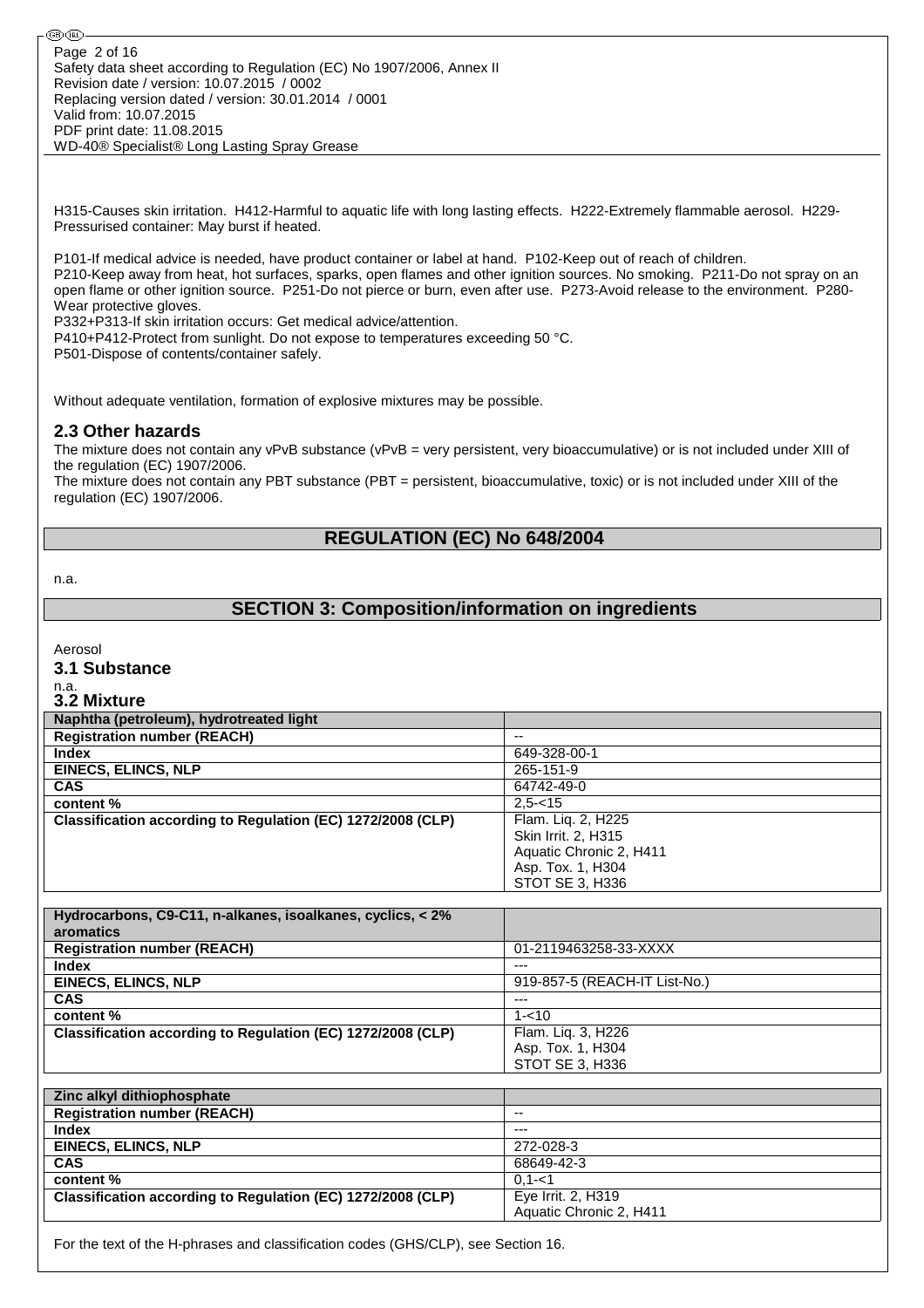H315-Causes skin irritation. H412-Harmful to aquatic life with long lasting effects. H222-Extremely flammable aerosol. H229-Pressurised container: May burst if heated.

P101-If medical advice is needed, have product container or label at hand. P102-Keep out of reach of children.
P210-Keep away from heat, hot surfaces, sparks, open flames and other ignition sources. No smoking. P211-Do not spray on an open flame or other ignition source. P251-Do not pierce or burn, even after use. P273-Avoid release to the environment. P280-Wear protective gloves.
P332+P313-If skin irritation occurs: Get medical advice/attention.
P410+P412-Protect from sunlight. Do not expose to temperatures exceeding 50 °C.
P501-Dispose of contents/container safely.

Without adequate ventilation, formation of explosive mixtures may be possible.

## 2.3 Other hazards

The mixture does not contain any vPvB substance (vPvB = very persistent, very bioaccumulative) or is not included under XIII of the regulation (EC) 1907/2006.
The mixture does not contain any PBT substance (PBT = persistent, bioaccumulative, toxic) or is not included under XIII of the regulation (EC) 1907/2006.

# REGULATION (EC) No 648/2004

n.a.

# SECTION 3: Composition/information on ingredients

Aerosol

## 3.1 Substance

n.a.

## 3.2 Mixture

| Naphtha (petroleum), hydrotreated light | |
|---|---|
| Registration number (REACH) | -- |
| Index | 649-328-00-1 |
| EINECS, ELINCS, NLP | 265-151-9 |
| CAS | 64742-49-0 |
| content % | 2,5-<15 |
| Classification according to Regulation (EC) 1272/2008 (CLP) | Flam. Liq. 2, H225<br>Skin Irrit. 2, H315<br>Aquatic Chronic 2, H411<br>Asp. Tox. 1, H304<br>STOT SE 3, H336 |

| Hydrocarbons, C9-C11, n-alkanes, isoalkanes, cyclics, < 2% aromatics | |
|---|---|
| Registration number (REACH) | 01-2119463258-33-XXXX |
| Index | --- |
| EINECS, ELINCS, NLP | 919-857-5 (REACH-IT List-No.) |
| CAS | --- |
| content % | 1-<10 |
| Classification according to Regulation (EC) 1272/2008 (CLP) | Flam. Liq. 3, H226<br>Asp. Tox. 1, H304<br>STOT SE 3, H336 |

| Zinc alkyl dithiophosphate | |
|---|---|
| Registration number (REACH) | -- |
| Index | --- |
| EINECS, ELINCS, NLP | 272-028-3 |
| CAS | 68649-42-3 |
| content % | 0,1-<1 |
| Classification according to Regulation (EC) 1272/2008 (CLP) | Eye Irrit. 2, H319<br>Aquatic Chronic 2, H411 |

For the text of the H-phrases and classification codes (GHS/CLP), see Section 16.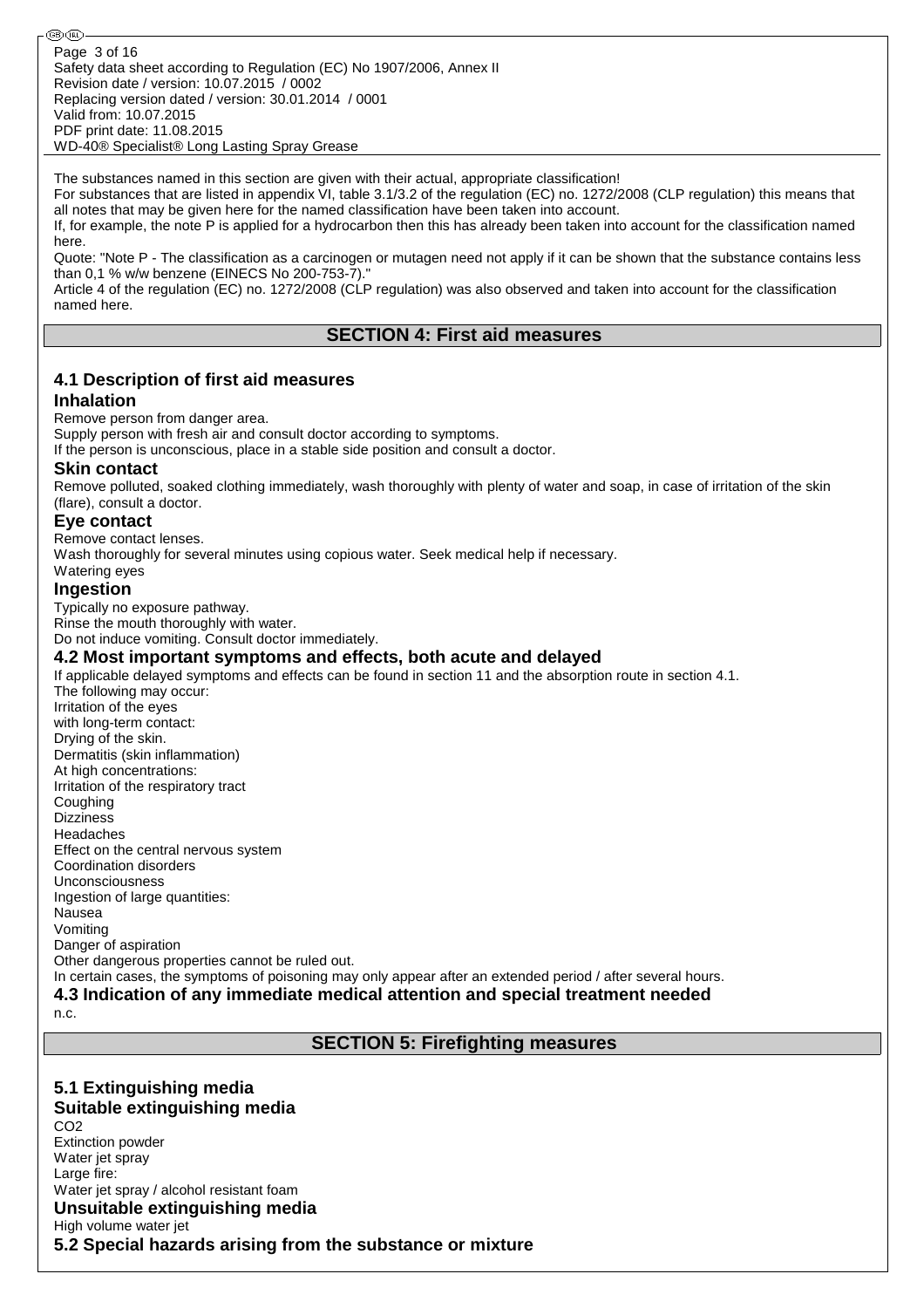The substances named in this section are given with their actual, appropriate classification!
For substances that are listed in appendix VI, table 3.1/3.2 of the regulation (EC) no. 1272/2008 (CLP regulation) this means that all notes that may be given here for the named classification have been taken into account.
If, for example, the note P is applied for a hydrocarbon then this has already been taken into account for the classification named here.
Quote: "Note P - The classification as a carcinogen or mutagen need not apply if it can be shown that the substance contains less than 0,1 % w/w benzene (EINECS No 200-753-7)."
Article 4 of the regulation (EC) no. 1272/2008 (CLP regulation) was also observed and taken into account for the classification named here.

## SECTION 4: First aid measures

### 4.1 Description of first aid measures

**Inhalation**

Remove person from danger area.
Supply person with fresh air and consult doctor according to symptoms.
If the person is unconscious, place in a stable side position and consult a doctor.

**Skin contact**

Remove polluted, soaked clothing immediately, wash thoroughly with plenty of water and soap, in case of irritation of the skin (flare), consult a doctor.

**Eye contact**

Remove contact lenses.
Wash thoroughly for several minutes using copious water. Seek medical help if necessary.
Watering eyes

**Ingestion**

Typically no exposure pathway.
Rinse the mouth thoroughly with water.
Do not induce vomiting. Consult doctor immediately.

### 4.2 Most important symptoms and effects, both acute and delayed

If applicable delayed symptoms and effects can be found in section 11 and the absorption route in section 4.1.
The following may occur:
Irritation of the eyes
with long-term contact:
Drying of the skin.
Dermatitis (skin inflammation)
At high concentrations:
Irritation of the respiratory tract
Coughing
Dizziness
Headaches
Effect on the central nervous system
Coordination disorders
Unconsciousness
Ingestion of large quantities:
Nausea
Vomiting
Danger of aspiration
Other dangerous properties cannot be ruled out.
In certain cases, the symptoms of poisoning may only appear after an extended period / after several hours.

### 4.3 Indication of any immediate medical attention and special treatment needed

n.c.

## SECTION 5: Firefighting measures

### 5.1 Extinguishing media

**Suitable extinguishing media**

$CO_2$
Extinction powder
Water jet spray
Large fire:
Water jet spray / alcohol resistant foam

**Unsuitable extinguishing media**

High volume water jet

### 5.2 Special hazards arising from the substance or mixture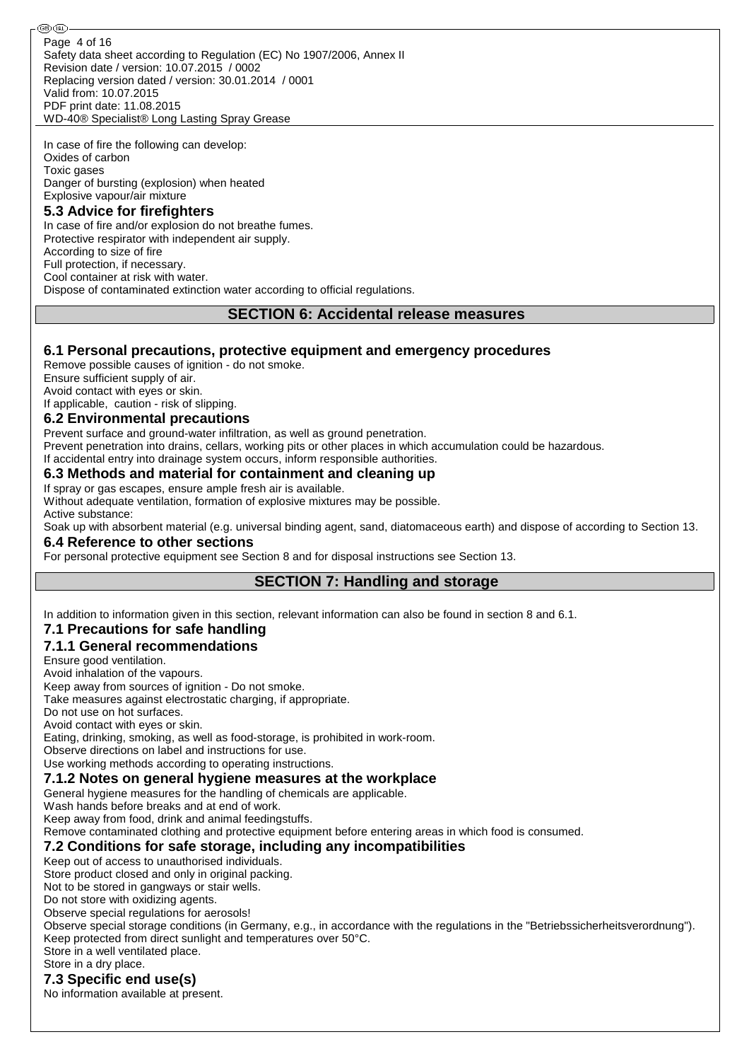In case of fire the following can develop:
Oxides of carbon
Toxic gases
Danger of bursting (explosion) when heated
Explosive vapour/air mixture

### 5.3 Advice for firefighters

In case of fire and/or explosion do not breathe fumes.
Protective respirator with independent air supply.
According to size of fire
Full protection, if necessary.
Cool container at risk with water.
Dispose of contaminated extinction water according to official regulations.

## SECTION 6: Accidental release measures

### 6.1 Personal precautions, protective equipment and emergency procedures

Remove possible causes of ignition - do not smoke.
Ensure sufficient supply of air.
Avoid contact with eyes or skin.
If applicable, caution - risk of slipping.

### 6.2 Environmental precautions

Prevent surface and ground-water infiltration, as well as ground penetration.
Prevent penetration into drains, cellars, working pits or other places in which accumulation could be hazardous.
If accidental entry into drainage system occurs, inform responsible authorities.

### 6.3 Methods and material for containment and cleaning up

If spray or gas escapes, ensure ample fresh air is available.
Without adequate ventilation, formation of explosive mixtures may be possible.
Active substance:
Soak up with absorbent material (e.g. universal binding agent, sand, diatomaceous earth) and dispose of according to Section 13.

### 6.4 Reference to other sections

For personal protective equipment see Section 8 and for disposal instructions see Section 13.

## SECTION 7: Handling and storage

In addition to information given in this section, relevant information can also be found in section 8 and 6.1.

### 7.1 Precautions for safe handling

### 7.1.1 General recommendations

Ensure good ventilation.
Avoid inhalation of the vapours.
Keep away from sources of ignition - Do not smoke.
Take measures against electrostatic charging, if appropriate.
Do not use on hot surfaces.
Avoid contact with eyes or skin.
Eating, drinking, smoking, as well as food-storage, is prohibited in work-room.
Observe directions on label and instructions for use.
Use working methods according to operating instructions.

### 7.1.2 Notes on general hygiene measures at the workplace

General hygiene measures for the handling of chemicals are applicable.
Wash hands before breaks and at end of work.
Keep away from food, drink and animal feedingstuffs.
Remove contaminated clothing and protective equipment before entering areas in which food is consumed.

### 7.2 Conditions for safe storage, including any incompatibilities

Keep out of access to unauthorised individuals.
Store product closed and only in original packing.
Not to be stored in gangways or stair wells.
Do not store with oxidizing agents.
Observe special regulations for aerosols!
Observe special storage conditions (in Germany, e.g., in accordance with the regulations in the "Betriebssicherheitsverordnung").
Keep protected from direct sunlight and temperatures over 50°C.
Store in a well ventilated place.
Store in a dry place.

### 7.3 Specific end use(s)

No information available at present.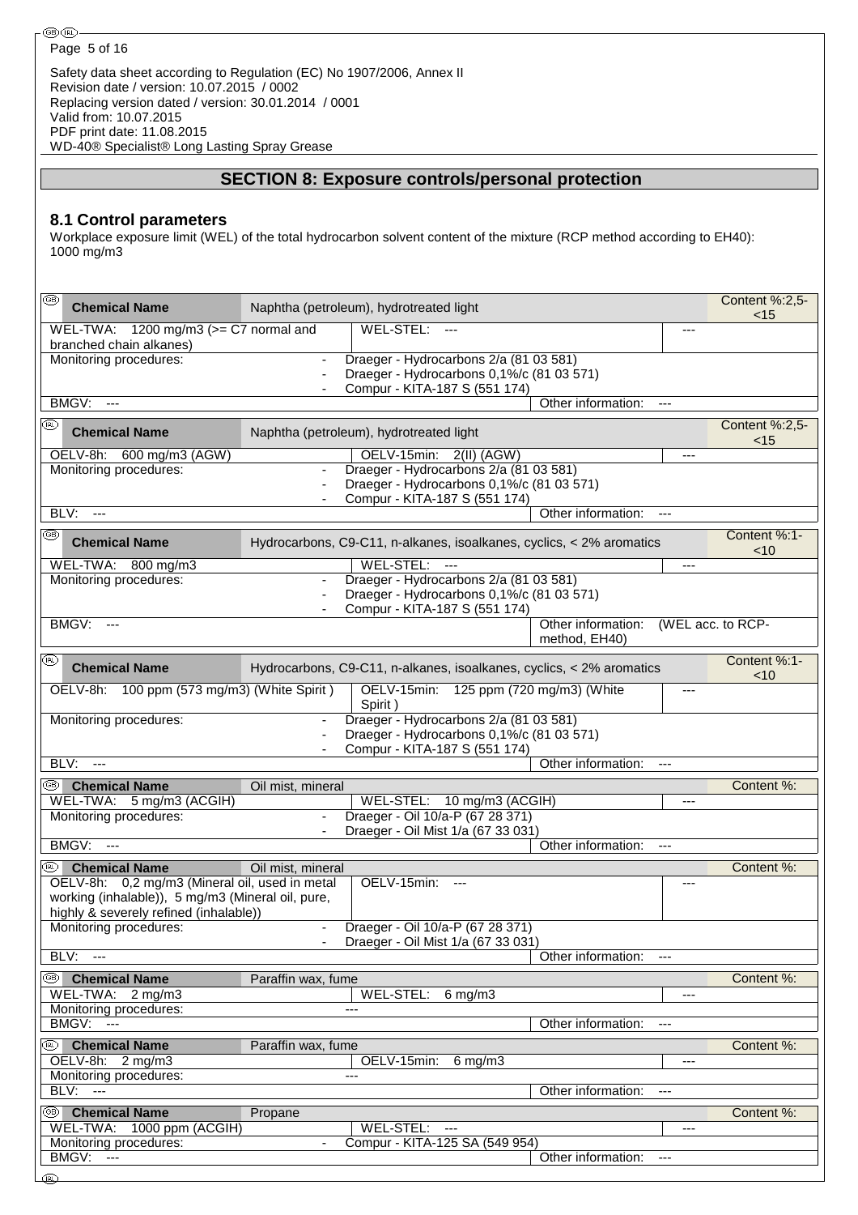## SECTION 8: Exposure controls/personal protection

### 8.1 Control parameters

Workplace exposure limit (WEL) of the total hydrocarbon solvent content of the mixture (RCP method according to EH40): 1000 mg/m3

| (GB) Chemical Name | Naphtha (petroleum), hydrotreated light | | Content %:2,5-<15 |
|---|---|---|---|
| WEL-TWA: 1200 mg/m3 (>= C7 normal and branched chain alkanes) | WEL-STEL: --- | --- | |
| Monitoring procedures: | - Draeger - Hydrocarbons 2/a (81 03 581)<br>- Draeger - Hydrocarbons 0,1%/c (81 03 571)<br>- Compur - KITA-187 S (551 174) | | |
| BMGV: --- | | Other information: --- | |

| (IRL) Chemical Name | Naphtha (petroleum), hydrotreated light | | Content %:2,5-<15 |
|---|---|---|---|
| OELV-8h: 600 mg/m3 (AGW) | OELV-15min: 2(II) (AGW) | --- | |
| Monitoring procedures: | - Draeger - Hydrocarbons 2/a (81 03 581)<br>- Draeger - Hydrocarbons 0,1%/c (81 03 571)<br>- Compur - KITA-187 S (551 174) | | |
| BLV: --- | | Other information: --- | |

| (GB) Chemical Name | Hydrocarbons, C9-C11, n-alkanes, isoalkanes, cyclics, < 2% aromatics | | Content %:1-<10 |
|---|---|---|---|
| WEL-TWA: 800 mg/m3 | WEL-STEL: --- | --- | |
| Monitoring procedures: | - Draeger - Hydrocarbons 2/a (81 03 581)<br>- Draeger - Hydrocarbons 0,1%/c (81 03 571)<br>- Compur - KITA-187 S (551 174) | | |
| BMGV: --- | | Other information: | (WEL acc. to RCP-method, EH40) |

| (IRL) Chemical Name | Hydrocarbons, C9-C11, n-alkanes, isoalkanes, cyclics, < 2% aromatics | | Content %:1-<10 |
|---|---|---|---|
| OELV-8h: 100 ppm (573 mg/m3) (White Spirit ) | OELV-15min: 125 ppm (720 mg/m3) (White Spirit ) | --- | |
| Monitoring procedures: | - Draeger - Hydrocarbons 2/a (81 03 581)<br>- Draeger - Hydrocarbons 0,1%/c (81 03 571)<br>- Compur - KITA-187 S (551 174) | | |
| BLV: --- | | Other information: --- | |

| (GB) Chemical Name | Oil mist, mineral | | Content %: |
|---|---|---|---|
| WEL-TWA: 5 mg/m3 (ACGIH) | WEL-STEL: 10 mg/m3 (ACGIH) | --- | |
| Monitoring procedures: | - Draeger - Oil 10/a-P (67 28 371)<br>- Draeger - Oil Mist 1/a (67 33 031) | | |
| BMGV: --- | | Other information: --- | |

| (IRL) Chemical Name | Oil mist, mineral | | Content %: |
|---|---|---|---|
| OELV-8h: 0,2 mg/m3 (Mineral oil, used in metal working (inhalable)), 5 mg/m3 (Mineral oil, pure, highly & severely refined (inhalable)) | OELV-15min: --- | --- | |
| Monitoring procedures: | - Draeger - Oil 10/a-P (67 28 371)<br>- Draeger - Oil Mist 1/a (67 33 031) | | |
| BLV: --- | | Other information: --- | |

| (GB) Chemical Name | Paraffin wax, fume | | Content %: |
|---|---|---|---|
| WEL-TWA: 2 mg/m3 | WEL-STEL: 6 mg/m3 | --- | |
| Monitoring procedures: | --- | | |
| BMGV: --- | | Other information: --- | |

| (IRL) Chemical Name | Paraffin wax, fume | | Content %: |
|---|---|---|---|
| OELV-8h: 2 mg/m3 | OELV-15min: 6 mg/m3 | --- | |
| Monitoring procedures: | --- | | |
| BLV: --- | | Other information: --- | |

| (GB) Chemical Name | Propane | | Content %: |
|---|---|---|---|
| WEL-TWA: 1000 ppm (ACGIH) | WEL-STEL: --- | --- | |
| Monitoring procedures: | - Compur - KITA-125 SA (549 954) | | |
| BMGV: --- | | Other information: --- | |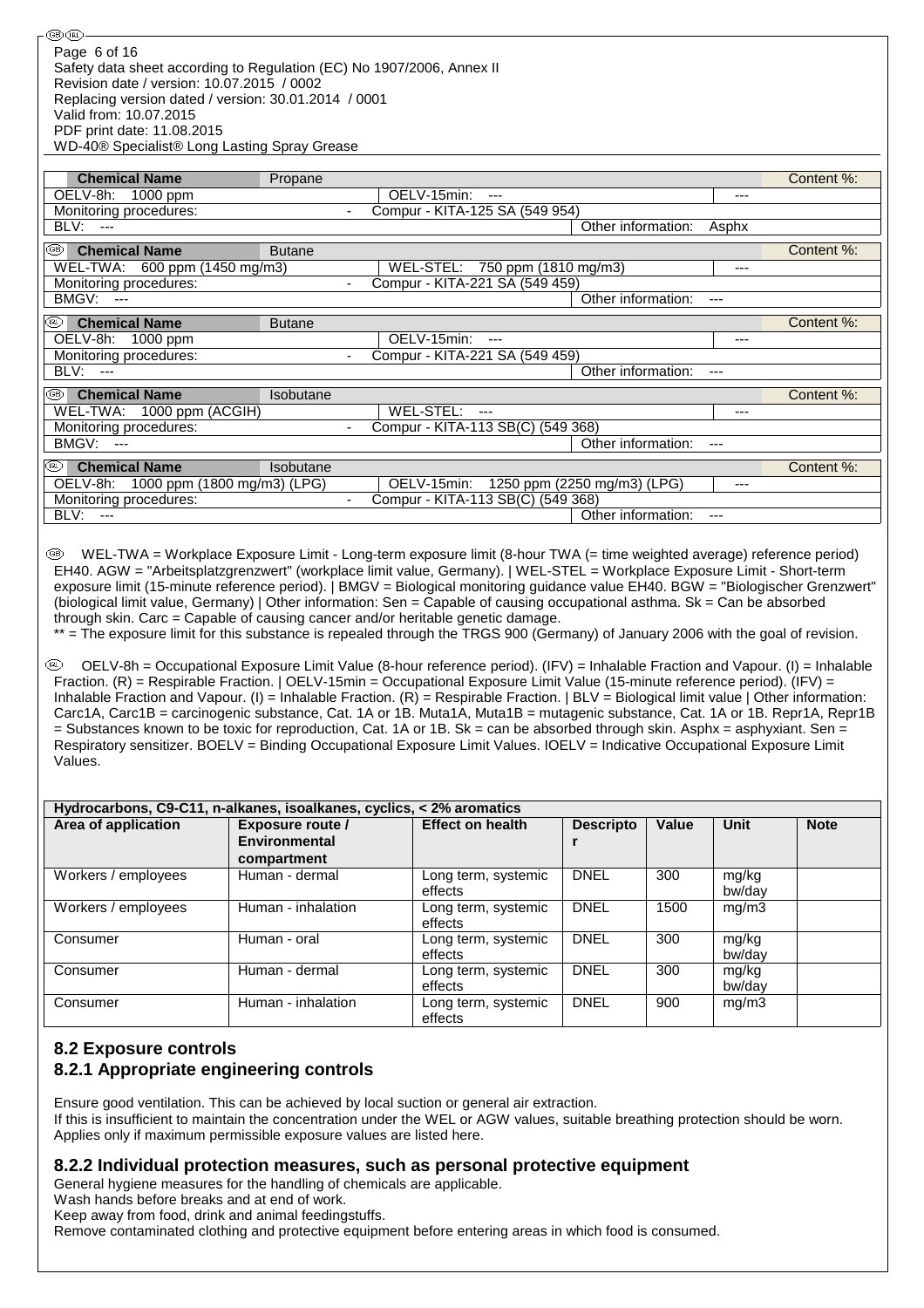| Chemical Name | Propane | | | Content %: |
|---|---|---|---|---|
| OELV-8h: 1000 ppm | | OELV-15min: --- | --- | |
| Monitoring procedures: | - | Compur - KITA-125 SA (549 954) | | |
| BLV: --- | | | Other information: Asphx | |

| (GB) Chemical Name | Butane | | | Content %: |
|---|---|---|---|---|
| WEL-TWA: 600 ppm (1450 mg/m3) | | WEL-STEL: 750 ppm (1810 mg/m3) | --- | |
| Monitoring procedures: | - | Compur - KITA-221 SA (549 459) | | |
| BMGV: --- | | | Other information: --- | |

| (IRL) Chemical Name | Butane | | | Content %: |
|---|---|---|---|---|
| OELV-8h: 1000 ppm | | OELV-15min: --- | --- | |
| Monitoring procedures: | - | Compur - KITA-221 SA (549 459) | | |
| BLV: --- | | | Other information: --- | |

| (GB) Chemical Name | Isobutane | | | Content %: |
|---|---|---|---|---|
| WEL-TWA: 1000 ppm (ACGIH) | | WEL-STEL: --- | --- | |
| Monitoring procedures: | - | Compur - KITA-113 SB(C) (549 368) | | |
| BMGV: --- | | | Other information: --- | |

| (IRL) Chemical Name | Isobutane | | | Content %: |
|---|---|---|---|---|
| OELV-8h: 1000 ppm (1800 mg/m3) (LPG) | | OELV-15min: 1250 ppm (2250 mg/m3) (LPG) | --- | |
| Monitoring procedures: | - | Compur - KITA-113 SB(C) (549 368) | | |
| BLV: --- | | | Other information: --- | |

(GB) WEL-TWA = Workplace Exposure Limit - Long-term exposure limit (8-hour TWA (= time weighted average) reference period) EH40. AGW = "Arbeitsplatzgrenzwert" (workplace limit value, Germany). | WEL-STEL = Workplace Exposure Limit - Short-term exposure limit (15-minute reference period). | BMGV = Biological monitoring guidance value EH40. BGW = "Biologischer Grenzwert" (biological limit value, Germany) | Other information: Sen = Capable of causing occupational asthma. Sk = Can be absorbed through skin. Carc = Capable of causing cancer and/or heritable genetic damage.
** = The exposure limit for this substance is repealed through the TRGS 900 (Germany) of January 2006 with the goal of revision.

(IRL) OELV-8h = Occupational Exposure Limit Value (8-hour reference period). (IFV) = Inhalable Fraction and Vapour. (I) = Inhalable Fraction. (R) = Respirable Fraction. | OELV-15min = Occupational Exposure Limit Value (15-minute reference period). (IFV) = Inhalable Fraction and Vapour. (I) = Inhalable Fraction. (R) = Respirable Fraction. | BLV = Biological limit value | Other information: Carc1A, Carc1B = carcinogenic substance, Cat. 1A or 1B. Muta1A, Muta1B = mutagenic substance, Cat. 1A or 1B. Repr1A, Repr1B = Substances known to be toxic for reproduction, Cat. 1A or 1B. Sk = can be absorbed through skin. Asphx = asphyxiant. Sen = Respiratory sensitizer. BOELV = Binding Occupational Exposure Limit Values. IOELV = Indicative Occupational Exposure Limit Values.

| Hydrocarbons, C9-C11, n-alkanes, isoalkanes, cyclics, < 2% aromatics | | | | | | |
|---|---|---|---|---|---|---|
| **Area of application** | **Exposure route / Environmental compartment** | **Effect on health** | **Descriptor** | **Value** | **Unit** | **Note** |
| Workers / employees | Human - dermal | Long term, systemic effects | DNEL | 300 | mg/kg bw/day | |
| Workers / employees | Human - inhalation | Long term, systemic effects | DNEL | 1500 | mg/m3 | |
| Consumer | Human - oral | Long term, systemic effects | DNEL | 300 | mg/kg bw/day | |
| Consumer | Human - dermal | Long term, systemic effects | DNEL | 300 | mg/kg bw/day | |
| Consumer | Human - inhalation | Long term, systemic effects | DNEL | 900 | mg/m3 | |

## 8.2 Exposure controls

### 8.2.1 Appropriate engineering controls

Ensure good ventilation. This can be achieved by local suction or general air extraction.
If this is insufficient to maintain the concentration under the WEL or AGW values, suitable breathing protection should be worn. Applies only if maximum permissible exposure values are listed here.

### 8.2.2 Individual protection measures, such as personal protective equipment

General hygiene measures for the handling of chemicals are applicable.
Wash hands before breaks and at end of work.
Keep away from food, drink and animal feedingstuffs.
Remove contaminated clothing and protective equipment before entering areas in which food is consumed.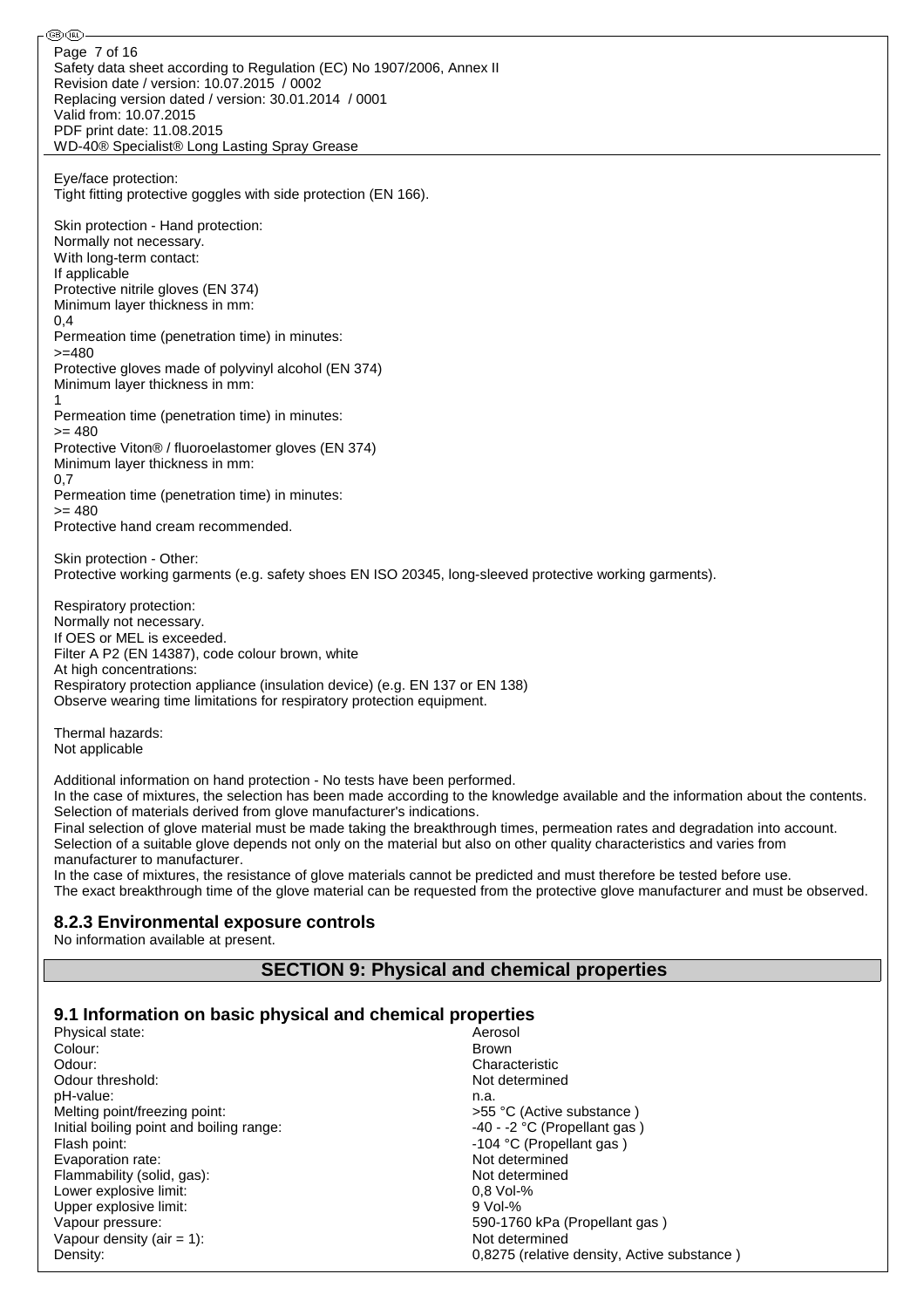Eye/face protection:
Tight fitting protective goggles with side protection (EN 166).

Skin protection - Hand protection:
Normally not necessary.
With long-term contact:
If applicable
Protective nitrile gloves (EN 374)
Minimum layer thickness in mm:
0,4
Permeation time (penetration time) in minutes:
>=480
Protective gloves made of polyvinyl alcohol (EN 374)
Minimum layer thickness in mm:
1
Permeation time (penetration time) in minutes:
>= 480
Protective Viton® / fluoroelastomer gloves (EN 374)
Minimum layer thickness in mm:
0,7
Permeation time (penetration time) in minutes:
>= 480
Protective hand cream recommended.

Skin protection - Other:
Protective working garments (e.g. safety shoes EN ISO 20345, long-sleeved protective working garments).

Respiratory protection:
Normally not necessary.
If OES or MEL is exceeded.
Filter A P2 (EN 14387), code colour brown, white
At high concentrations:
Respiratory protection appliance (insulation device) (e.g. EN 137 or EN 138)
Observe wearing time limitations for respiratory protection equipment.

Thermal hazards:
Not applicable

Additional information on hand protection - No tests have been performed.
In the case of mixtures, the selection has been made according to the knowledge available and the information about the contents.
Selection of materials derived from glove manufacturer's indications.
Final selection of glove material must be made taking the breakthrough times, permeation rates and degradation into account.
Selection of a suitable glove depends not only on the material but also on other quality characteristics and varies from manufacturer to manufacturer.
In the case of mixtures, the resistance of glove materials cannot be predicted and must therefore be tested before use.
The exact breakthrough time of the glove material can be requested from the protective glove manufacturer and must be observed.

### 8.2.3 Environmental exposure controls

No information available at present.

## SECTION 9: Physical and chemical properties

### 9.1 Information on basic physical and chemical properties

| | |
|---|---|
| Physical state: | Aerosol |
| Colour: | Brown |
| Odour: | Characteristic |
| Odour threshold: | Not determined |
| pH-value: | n.a. |
| Melting point/freezing point: | >55 °C (Active substance ) |
| Initial boiling point and boiling range: | -40 - -2 °C (Propellant gas ) |
| Flash point: | -104 °C (Propellant gas ) |
| Evaporation rate: | Not determined |
| Flammability (solid, gas): | Not determined |
| Lower explosive limit: | 0,8 Vol-% |
| Upper explosive limit: | 9 Vol-% |
| Vapour pressure: | 590-1760 kPa (Propellant gas ) |
| Vapour density (air = 1): | Not determined |
| Density: | 0,8275 (relative density, Active substance ) |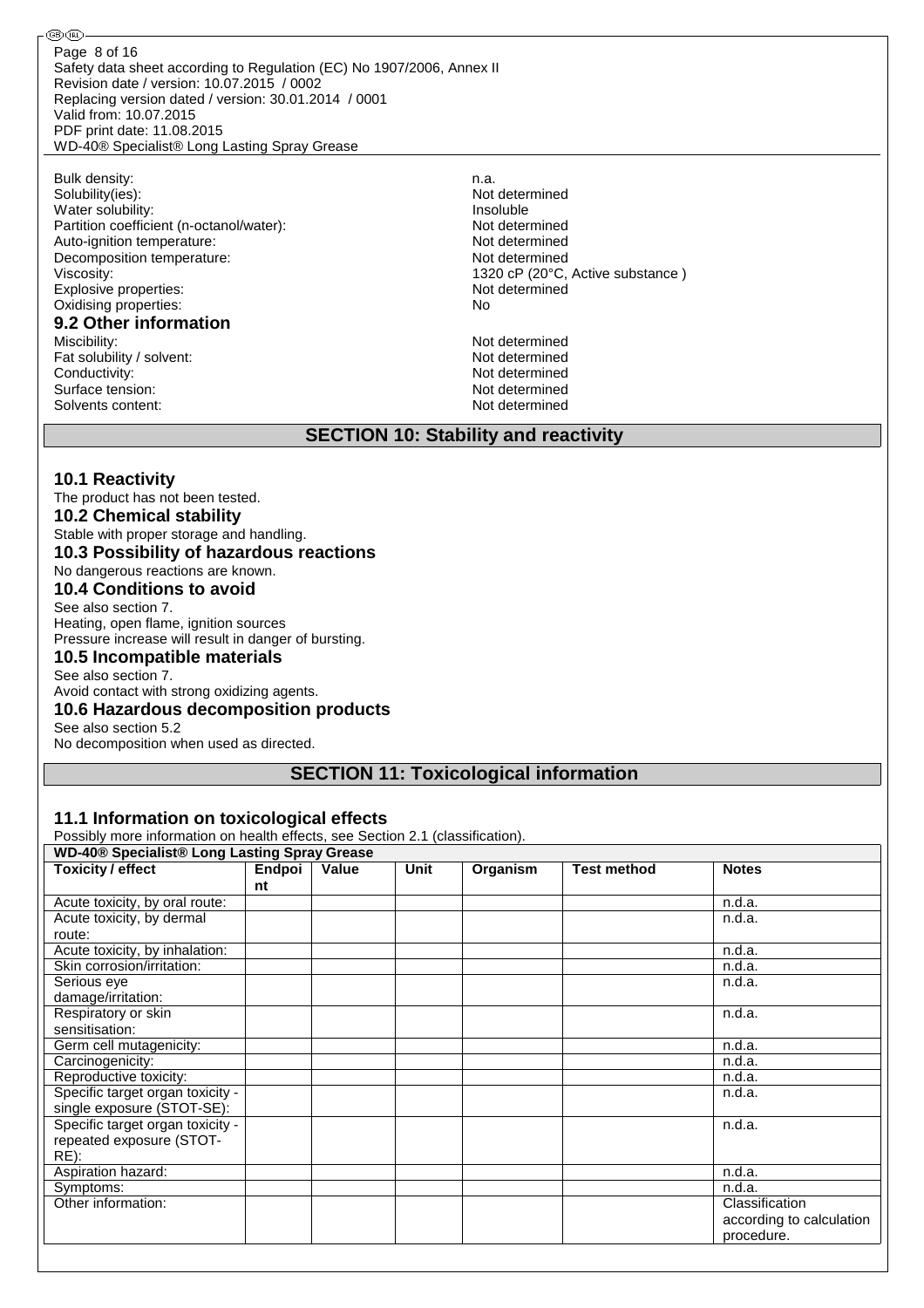Bulk density: n.a.
Solubility(ies): Not determined
Water solubility: Insoluble
Partition coefficient (n-octanol/water): Not determined
Auto-ignition temperature: Not determined
Decomposition temperature: Not determined
Viscosity: 1320 cP (20°C, Active substance )
Explosive properties: Not determined
Oxidising properties: No

### 9.2 Other information

Miscibility: Not determined
Fat solubility / solvent: Not determined
Conductivity: Not determined
Surface tension: Not determined
Solvents content: Not determined

## SECTION 10: Stability and reactivity

### 10.1 Reactivity

The product has not been tested.

### 10.2 Chemical stability

Stable with proper storage and handling.

### 10.3 Possibility of hazardous reactions

No dangerous reactions are known.

### 10.4 Conditions to avoid

See also section 7.
Heating, open flame, ignition sources
Pressure increase will result in danger of bursting.

### 10.5 Incompatible materials

See also section 7.
Avoid contact with strong oxidizing agents.

### 10.6 Hazardous decomposition products

See also section 5.2
No decomposition when used as directed.

## SECTION 11: Toxicological information

### 11.1 Information on toxicological effects

Possibly more information on health effects, see Section 2.1 (classification).

| WD-40® Specialist® Long Lasting Spray Grease | | | | | | |
|---|---|---|---|---|---|---|
| **Toxicity / effect** | **Endpoint** | **Value** | **Unit** | **Organism** | **Test method** | **Notes** |
| Acute toxicity, by oral route: | | | | | | n.d.a. |
| Acute toxicity, by dermal route: | | | | | | n.d.a. |
| Acute toxicity, by inhalation: | | | | | | n.d.a. |
| Skin corrosion/irritation: | | | | | | n.d.a. |
| Serious eye damage/irritation: | | | | | | n.d.a. |
| Respiratory or skin sensitisation: | | | | | | n.d.a. |
| Germ cell mutagenicity: | | | | | | n.d.a. |
| Carcinogenicity: | | | | | | n.d.a. |
| Reproductive toxicity: | | | | | | n.d.a. |
| Specific target organ toxicity - single exposure (STOT-SE): | | | | | | n.d.a. |
| Specific target organ toxicity - repeated exposure (STOT-RE): | | | | | | n.d.a. |
| Aspiration hazard: | | | | | | n.d.a. |
| Symptoms: | | | | | | n.d.a. |
| Other information: | | | | | | Classification according to calculation procedure. |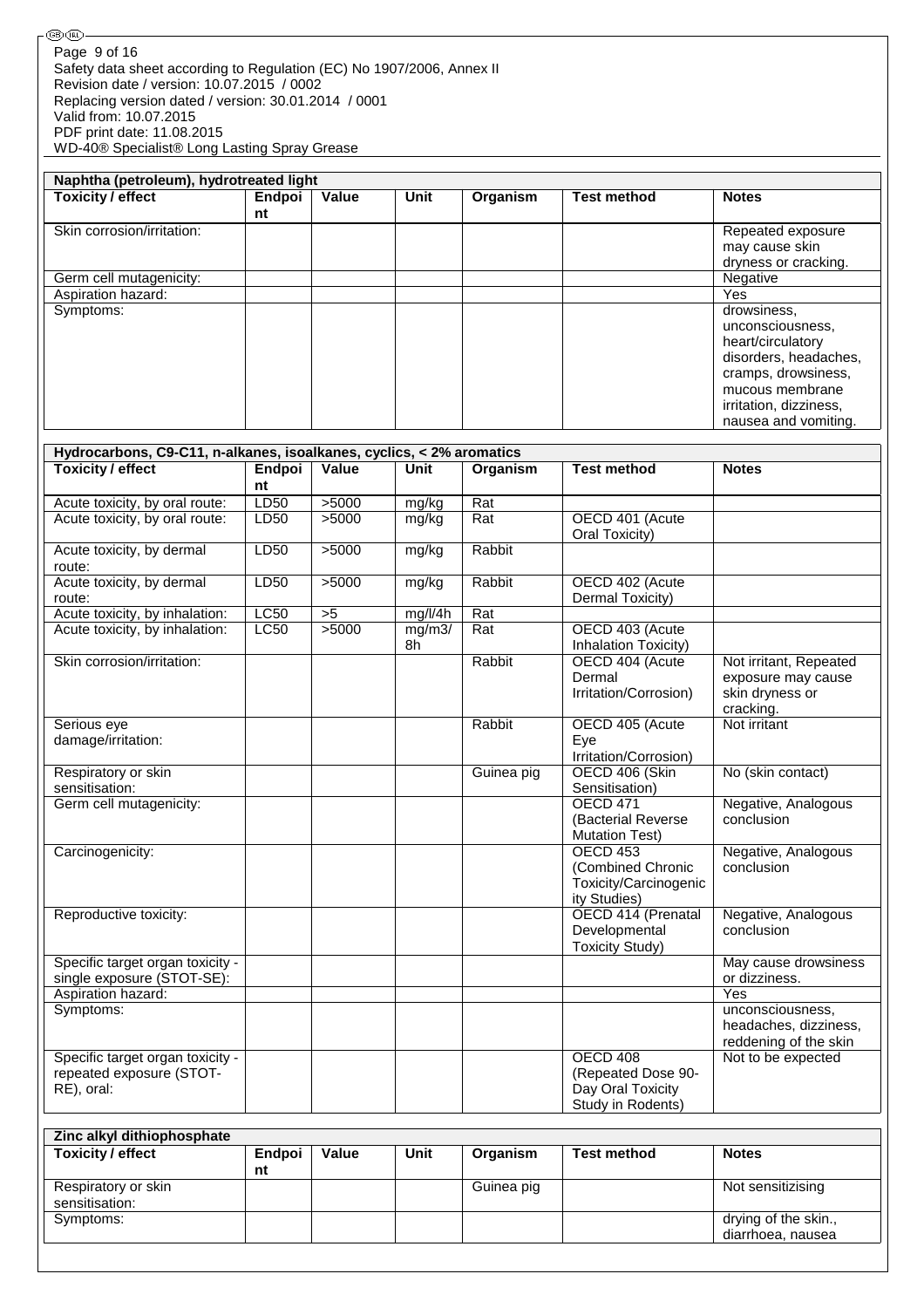| Naphtha (petroleum), hydrotreated light | | | | | | |
|---|---|---|---|---|---|---|
| **Toxicity / effect** | **Endpoint** | **Value** | **Unit** | **Organism** | **Test method** | **Notes** |
| Skin corrosion/irritation: | | | | | | Repeated exposure may cause skin dryness or cracking. |
| Germ cell mutagenicity: | | | | | | Negative |
| Aspiration hazard: | | | | | | Yes |
| Symptoms: | | | | | | drowsiness, unconsciousness, heart/circulatory disorders, headaches, cramps, drowsiness, mucous membrane irritation, dizziness, nausea and vomiting. |

| Hydrocarbons, C9-C11, n-alkanes, isoalkanes, cyclics, < 2% aromatics | | | | | | |
|---|---|---|---|---|---|---|
| **Toxicity / effect** | **Endpoint** | **Value** | **Unit** | **Organism** | **Test method** | **Notes** |
| Acute toxicity, by oral route: | LD50 | >5000 | mg/kg | Rat | | |
| Acute toxicity, by oral route: | LD50 | >5000 | mg/kg | Rat | OECD 401 (Acute Oral Toxicity) | |
| Acute toxicity, by dermal route: | LD50 | >5000 | mg/kg | Rabbit | | |
| Acute toxicity, by dermal route: | LD50 | >5000 | mg/kg | Rabbit | OECD 402 (Acute Dermal Toxicity) | |
| Acute toxicity, by inhalation: | LC50 | >5 | mg/l/4h | Rat | | |
| Acute toxicity, by inhalation: | LC50 | >5000 | mg/m3/8h | Rat | OECD 403 (Acute Inhalation Toxicity) | |
| Skin corrosion/irritation: | | | | Rabbit | OECD 404 (Acute Dermal Irritation/Corrosion) | Not irritant, Repeated exposure may cause skin dryness or cracking. |
| Serious eye damage/irritation: | | | | Rabbit | OECD 405 (Acute Eye Irritation/Corrosion) | Not irritant |
| Respiratory or skin sensitisation: | | | | Guinea pig | OECD 406 (Skin Sensitisation) | No (skin contact) |
| Germ cell mutagenicity: | | | | | OECD 471 (Bacterial Reverse Mutation Test) | Negative, Analogous conclusion |
| Carcinogenicity: | | | | | OECD 453 (Combined Chronic Toxicity/Carcinogenicity Studies) | Negative, Analogous conclusion |
| Reproductive toxicity: | | | | | OECD 414 (Prenatal Developmental Toxicity Study) | Negative, Analogous conclusion |
| Specific target organ toxicity - single exposure (STOT-SE): | | | | | | May cause drowsiness or dizziness. |
| Aspiration hazard: | | | | | | Yes |
| Symptoms: | | | | | | unconsciousness, headaches, dizziness, reddening of the skin |
| Specific target organ toxicity - repeated exposure (STOT-RE), oral: | | | | | OECD 408 (Repeated Dose 90-Day Oral Toxicity Study in Rodents) | Not to be expected |

| Zinc alkyl dithiophosphate | | | | | | |
|---|---|---|---|---|---|---|
| **Toxicity / effect** | **Endpoint** | **Value** | **Unit** | **Organism** | **Test method** | **Notes** |
| Respiratory or skin sensitisation: | | | | Guinea pig | | Not sensitizising |
| Symptoms: | | | | | | drying of the skin., diarrhoea, nausea |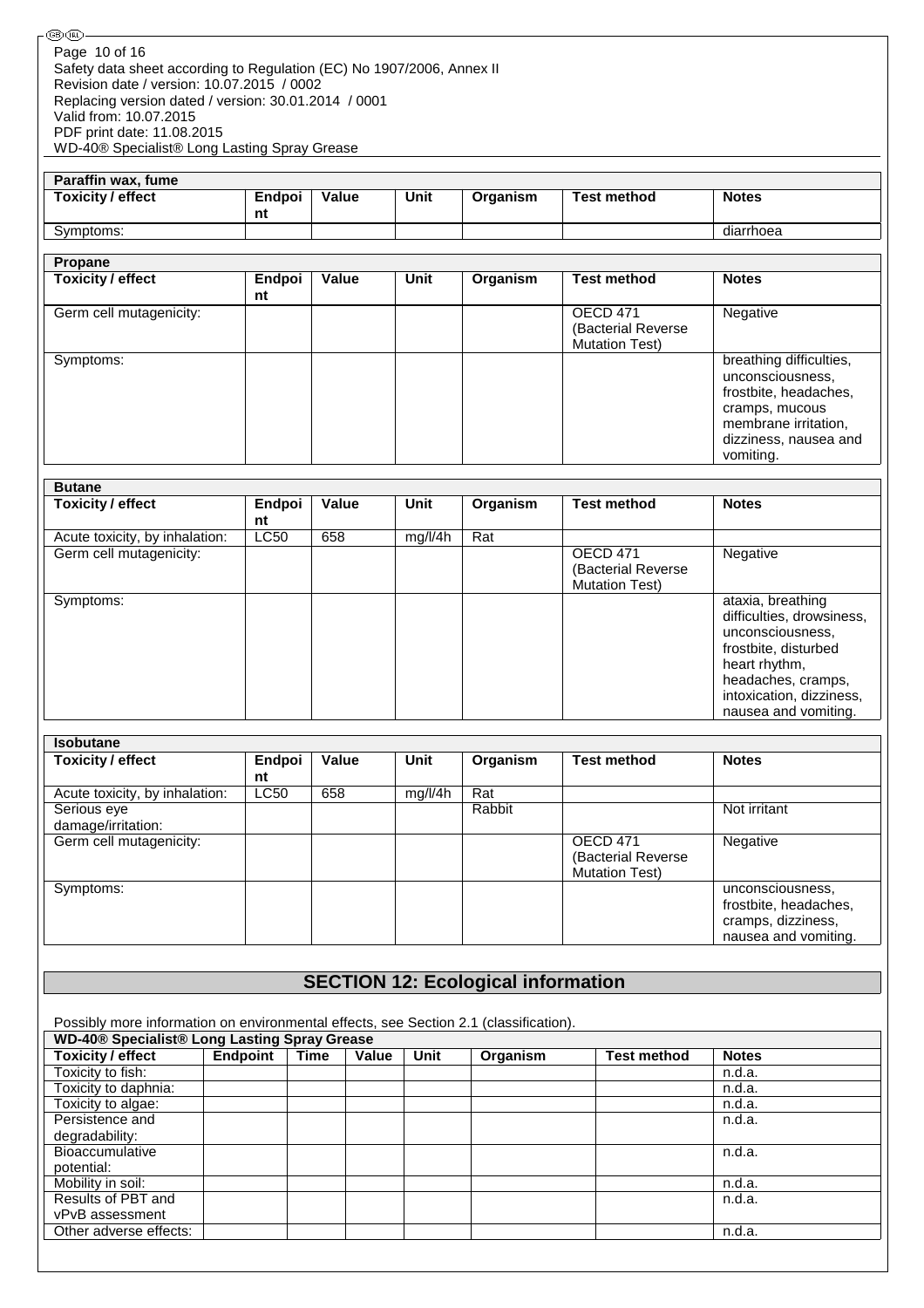| Paraffin wax, fume | | | | | | |
|---|---|---|---|---|---|---|
| **Toxicity / effect** | **Endpoint** | **Value** | **Unit** | **Organism** | **Test method** | **Notes** |
| Symptoms: | | | | | | diarrhoea |

| Propane | | | | | | |
|---|---|---|---|---|---|---|
| **Toxicity / effect** | **Endpoint** | **Value** | **Unit** | **Organism** | **Test method** | **Notes** |
| Germ cell mutagenicity: | | | | | OECD 471 (Bacterial Reverse Mutation Test) | Negative |
| Symptoms: | | | | | | breathing difficulties, unconsciousness, frostbite, headaches, cramps, mucous membrane irritation, dizziness, nausea and vomiting. |

| Butane | | | | | | |
|---|---|---|---|---|---|---|
| **Toxicity / effect** | **Endpoint** | **Value** | **Unit** | **Organism** | **Test method** | **Notes** |
| Acute toxicity, by inhalation: | LC50 | 658 | mg/l/4h | Rat | | |
| Germ cell mutagenicity: | | | | | OECD 471 (Bacterial Reverse Mutation Test) | Negative |
| Symptoms: | | | | | | ataxia, breathing difficulties, drowsiness, unconsciousness, frostbite, disturbed heart rhythm, headaches, cramps, intoxication, dizziness, nausea and vomiting. |

| Isobutane | | | | | | |
|---|---|---|---|---|---|---|
| **Toxicity / effect** | **Endpoint** | **Value** | **Unit** | **Organism** | **Test method** | **Notes** |
| Acute toxicity, by inhalation: | LC50 | 658 | mg/l/4h | Rat | | |
| Serious eye damage/irritation: | | | | Rabbit | | Not irritant |
| Germ cell mutagenicity: | | | | | OECD 471 (Bacterial Reverse Mutation Test) | Negative |
| Symptoms: | | | | | | unconsciousness, frostbite, headaches, cramps, dizziness, nausea and vomiting. |

## SECTION 12: Ecological information

Possibly more information on environmental effects, see Section 2.1 (classification).

| WD-40® Specialist® Long Lasting Spray Grease | | | | | | | |
|---|---|---|---|---|---|---|---|
| **Toxicity / effect** | **Endpoint** | **Time** | **Value** | **Unit** | **Organism** | **Test method** | **Notes** |
| Toxicity to fish: | | | | | | | n.d.a. |
| Toxicity to daphnia: | | | | | | | n.d.a. |
| Toxicity to algae: | | | | | | | n.d.a. |
| Persistence and degradability: | | | | | | | n.d.a. |
| Bioaccumulative potential: | | | | | | | n.d.a. |
| Mobility in soil: | | | | | | | n.d.a. |
| Results of PBT and vPvB assessment | | | | | | | n.d.a. |
| Other adverse effects: | | | | | | | n.d.a. |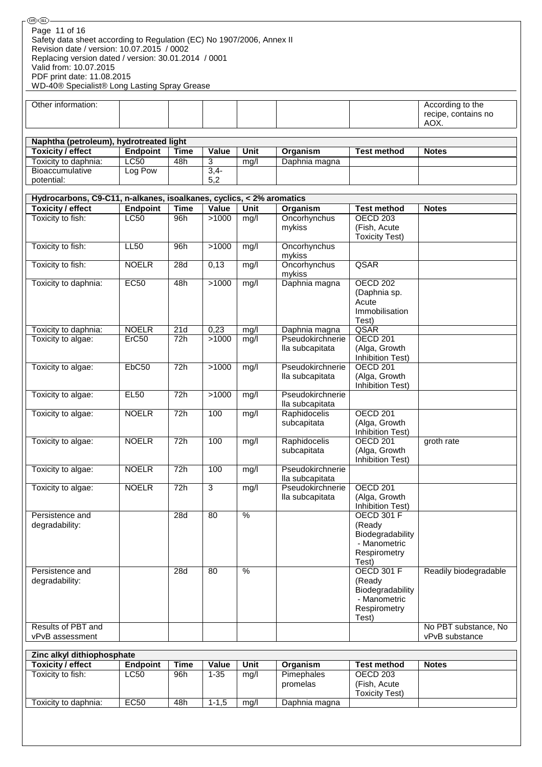| Other information: | | | | | | | According to the recipe, contains no AOX. |
|---|---|---|---|---|---|---|---|

| Naphtha (petroleum), hydrotreated light | | | | | | | |
|---|---|---|---|---|---|---|---|
| **Toxicity / effect** | **Endpoint** | **Time** | **Value** | **Unit** | **Organism** | **Test method** | **Notes** |
| Toxicity to daphnia: | LC50 | 48h | 3 | mg/l | Daphnia magna | | |
| Bioaccumulative potential: | Log Pow | | 3,4-5,2 | | | | |

| Hydrocarbons, C9-C11, n-alkanes, isoalkanes, cyclics, < 2% aromatics | | | | | | | |
|---|---|---|---|---|---|---|---|
| **Toxicity / effect** | **Endpoint** | **Time** | **Value** | **Unit** | **Organism** | **Test method** | **Notes** |
| Toxicity to fish: | LC50 | 96h | >1000 | mg/l | Oncorhynchus mykiss | OECD 203 (Fish, Acute Toxicity Test) | |
| Toxicity to fish: | LL50 | 96h | >1000 | mg/l | Oncorhynchus mykiss | | |
| Toxicity to fish: | NOELR | 28d | 0,13 | mg/l | Oncorhynchus mykiss | QSAR | |
| Toxicity to daphnia: | EC50 | 48h | >1000 | mg/l | Daphnia magna | OECD 202 (Daphnia sp. Acute Immobilisation Test) | |
| Toxicity to daphnia: | NOELR | 21d | 0,23 | mg/l | Daphnia magna | QSAR | |
| Toxicity to algae: | ErC50 | 72h | >1000 | mg/l | Pseudokirchneriella subcapitata | OECD 201 (Alga, Growth Inhibition Test) | |
| Toxicity to algae: | EbC50 | 72h | >1000 | mg/l | Pseudokirchneriella subcapitata | OECD 201 (Alga, Growth Inhibition Test) | |
| Toxicity to algae: | EL50 | 72h | >1000 | mg/l | Pseudokirchneriella subcapitata | | |
| Toxicity to algae: | NOELR | 72h | 100 | mg/l | Raphidocelis subcapitata | OECD 201 (Alga, Growth Inhibition Test) | |
| Toxicity to algae: | NOELR | 72h | 100 | mg/l | Raphidocelis subcapitata | OECD 201 (Alga, Growth Inhibition Test) | groth rate |
| Toxicity to algae: | NOELR | 72h | 100 | mg/l | Pseudokirchneriella subcapitata | | |
| Toxicity to algae: | NOELR | 72h | 3 | mg/l | Pseudokirchneriella subcapitata | OECD 201 (Alga, Growth Inhibition Test) | |
| Persistence and degradability: | | 28d | 80 | % | | OECD 301 F (Ready Biodegradability - Manometric Respirometry Test) | |
| Persistence and degradability: | | 28d | 80 | % | | OECD 301 F (Ready Biodegradability - Manometric Respirometry Test) | Readily biodegradable |
| Results of PBT and vPvB assessment | | | | | | | No PBT substance, No vPvB substance |

| Zinc alkyl dithiophosphate | | | | | | | |
|---|---|---|---|---|---|---|---|
| **Toxicity / effect** | **Endpoint** | **Time** | **Value** | **Unit** | **Organism** | **Test method** | **Notes** |
| Toxicity to fish: | LC50 | 96h | 1-35 | mg/l | Pimephales promelas | OECD 203 (Fish, Acute Toxicity Test) | |
| Toxicity to daphnia: | EC50 | 48h | 1-1,5 | mg/l | Daphnia magna | | |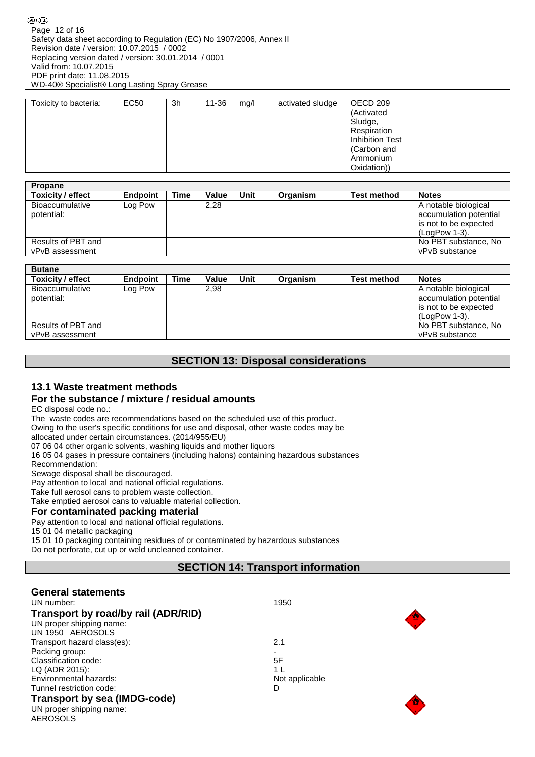| Toxicity to bacteria: | EC50 | 3h | 11-36 | mg/l | activated sludge | OECD 209 (Activated Sludge, Respiration Inhibition Test (Carbon and Ammonium Oxidation)) | |
|---|---|---|---|---|---|---|---|

| Propane | | | | | | | |
|---|---|---|---|---|---|---|---|
| **Toxicity / effect** | **Endpoint** | **Time** | **Value** | **Unit** | **Organism** | **Test method** | **Notes** |
| Bioaccumulative potential: | Log Pow | | 2,28 | | | | A notable biological accumulation potential is not to be expected (LogPow 1-3). |
| Results of PBT and vPvB assessment | | | | | | | No PBT substance, No vPvB substance |

| Butane | | | | | | | |
|---|---|---|---|---|---|---|---|
| **Toxicity / effect** | **Endpoint** | **Time** | **Value** | **Unit** | **Organism** | **Test method** | **Notes** |
| Bioaccumulative potential: | Log Pow | | 2,98 | | | | A notable biological accumulation potential is not to be expected (LogPow 1-3). |
| Results of PBT and vPvB assessment | | | | | | | No PBT substance, No vPvB substance |

## SECTION 13: Disposal considerations

### 13.1 Waste treatment methods

#### For the substance / mixture / residual amounts

EC disposal code no.:
The waste codes are recommendations based on the scheduled use of this product.
Owing to the user's specific conditions for use and disposal, other waste codes may be allocated under certain circumstances. (2014/955/EU)
07 06 04 other organic solvents, washing liquids and mother liquors
16 05 04 gases in pressure containers (including halons) containing hazardous substances
Recommendation:
Sewage disposal shall be discouraged.
Pay attention to local and national official regulations.
Take full aerosol cans to problem waste collection.
Take emptied aerosol cans to valuable material collection.

#### For contaminated packing material

Pay attention to local and national official regulations.
15 01 04 metallic packaging
15 01 10 packaging containing residues of or contaminated by hazardous substances
Do not perforate, cut up or weld uncleaned container.

## SECTION 14: Transport information

#### General statements

UN number: 1950

#### Transport by road/by rail (ADR/RID)

UN proper shipping name:
UN 1950 AEROSOLS
Transport hazard class(es): 2.1
Packing group: -
Classification code: 5F
LQ (ADR 2015): 1 L
Environmental hazards: Not applicable
Tunnel restriction code: D

#### Transport by sea (IMDG-code)

UN proper shipping name:
AEROSOLS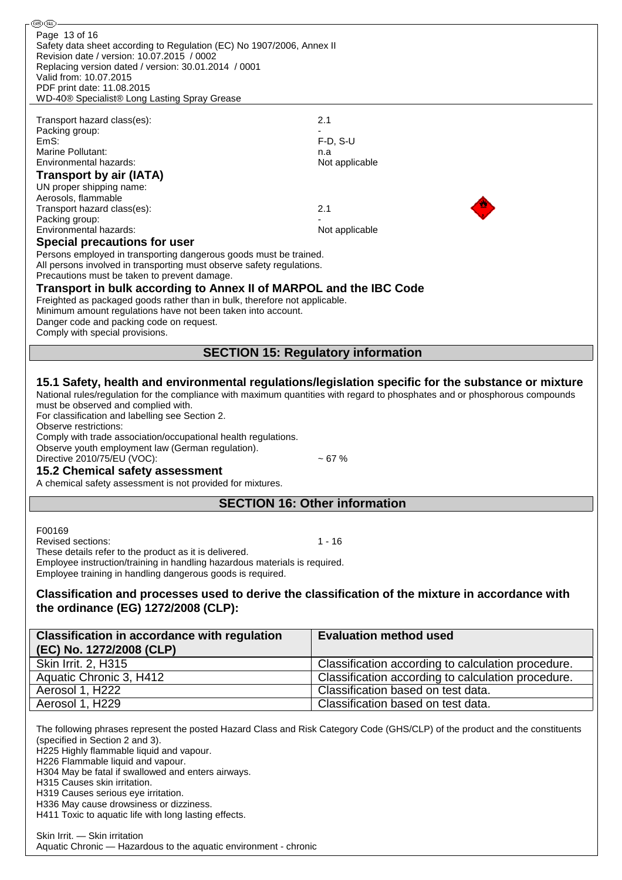Transport hazard class(es): 2.1
Packing group: -
EmS: F-D, S-U
Marine Pollutant: n.a
Environmental hazards: Not applicable

**Transport by air (IATA)**

UN proper shipping name:
Aerosols, flammable
Transport hazard class(es): 2.1
Packing group: -
Environmental hazards: Not applicable

**Special precautions for user**

Persons employed in transporting dangerous goods must be trained.
All persons involved in transporting must observe safety regulations.
Precautions must be taken to prevent damage.

**Transport in bulk according to Annex II of MARPOL and the IBC Code**

Freighted as packaged goods rather than in bulk, therefore not applicable.
Minimum amount regulations have not been taken into account.
Danger code and packing code on request.
Comply with special provisions.

## SECTION 15: Regulatory information

### 15.1 Safety, health and environmental regulations/legislation specific for the substance or mixture

National rules/regulation for the compliance with maximum quantities with regard to phosphates and or phosphorous compounds must be observed and complied with.
For classification and labelling see Section 2.
Observe restrictions:
Comply with trade association/occupational health regulations.
Observe youth employment law (German regulation).
Directive 2010/75/EU (VOC): ~ 67 %

### 15.2 Chemical safety assessment

A chemical safety assessment is not provided for mixtures.

## SECTION 16: Other information

F00169
Revised sections: 1 - 16
These details refer to the product as it is delivered.
Employee instruction/training in handling hazardous materials is required.
Employee training in handling dangerous goods is required.

### Classification and processes used to derive the classification of the mixture in accordance with the ordinance (EG) 1272/2008 (CLP):

| Classification in accordance with regulation (EC) No. 1272/2008 (CLP) | Evaluation method used |
|---|---|
| Skin Irrit. 2, H315 | Classification according to calculation procedure. |
| Aquatic Chronic 3, H412 | Classification according to calculation procedure. |
| Aerosol 1, H222 | Classification based on test data. |
| Aerosol 1, H229 | Classification based on test data. |

The following phrases represent the posted Hazard Class and Risk Category Code (GHS/CLP) of the product and the constituents (specified in Section 2 and 3).
H225 Highly flammable liquid and vapour.
H226 Flammable liquid and vapour.
H304 May be fatal if swallowed and enters airways.
H315 Causes skin irritation.
H319 Causes serious eye irritation.
H336 May cause drowsiness or dizziness.
H411 Toxic to aquatic life with long lasting effects.

Skin Irrit. — Skin irritation
Aquatic Chronic — Hazardous to the aquatic environment - chronic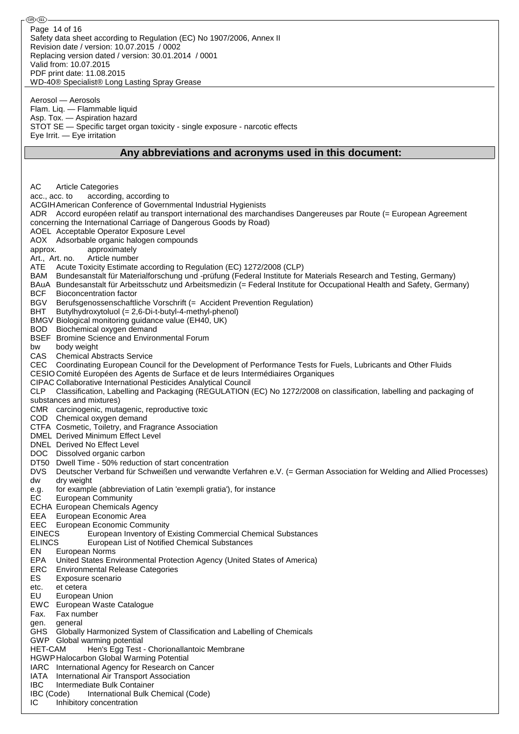Aerosol — Aerosols
Flam. Liq. — Flammable liquid
Asp. Tox. — Aspiration hazard
STOT SE — Specific target organ toxicity - single exposure - narcotic effects
Eye Irrit. — Eye irritation

## Any abbreviations and acronyms used in this document:

AC Article Categories
acc., acc. to according, according to
ACGIH American Conference of Governmental Industrial Hygienists
ADR Accord européen relatif au transport international des marchandises Dangereuses par Route (= European Agreement concerning the International Carriage of Dangerous Goods by Road)
AOEL Acceptable Operator Exposure Level
AOX Adsorbable organic halogen compounds
approx. approximately
Art., Art. no. Article number
ATE Acute Toxicity Estimate according to Regulation (EC) 1272/2008 (CLP)
BAM Bundesanstalt für Materialforschung und -prüfung (Federal Institute for Materials Research and Testing, Germany)
BAuA Bundesanstalt für Arbeitsschutz und Arbeitsmedizin (= Federal Institute for Occupational Health and Safety, Germany)
BCF Bioconcentration factor
BGV Berufsgenossenschaftliche Vorschrift (= Accident Prevention Regulation)
BHT Butylhydroxytoluol (= 2,6-Di-t-butyl-4-methyl-phenol)
BMGV Biological monitoring guidance value (EH40, UK)
BOD Biochemical oxygen demand
BSEF Bromine Science and Environmental Forum
bw body weight
CAS Chemical Abstracts Service
CEC Coordinating European Council for the Development of Performance Tests for Fuels, Lubricants and Other Fluids
CESIO Comité Européen des Agents de Surface et de leurs Intermédiaires Organiques
CIPAC Collaborative International Pesticides Analytical Council
CLP Classification, Labelling and Packaging (REGULATION (EC) No 1272/2008 on classification, labelling and packaging of substances and mixtures)
CMR carcinogenic, mutagenic, reproductive toxic
COD Chemical oxygen demand
CTFA Cosmetic, Toiletry, and Fragrance Association
DMEL Derived Minimum Effect Level
DNEL Derived No Effect Level
DOC Dissolved organic carbon
DT50 Dwell Time - 50% reduction of start concentration
DVS Deutscher Verband für Schweißen und verwandte Verfahren e.V. (= German Association for Welding and Allied Processes)
dw dry weight
e.g. for example (abbreviation of Latin 'exempli gratia'), for instance
EC European Community
ECHA European Chemicals Agency
EEA European Economic Area
EEC European Economic Community
EINECS European Inventory of Existing Commercial Chemical Substances
ELINCS European List of Notified Chemical Substances
EN European Norms
EPA United States Environmental Protection Agency (United States of America)
ERC Environmental Release Categories
ES Exposure scenario
etc. et cetera
EU European Union
EWC European Waste Catalogue
Fax. Fax number
gen. general
GHS Globally Harmonized System of Classification and Labelling of Chemicals
GWP Global warming potential
HET-CAM Hen's Egg Test - Chorionallantoic Membrane
HGWP Halocarbon Global Warming Potential
IARC International Agency for Research on Cancer
IATA International Air Transport Association
IBC Intermediate Bulk Container
IBC (Code) International Bulk Chemical (Code)
IC Inhibitory concentration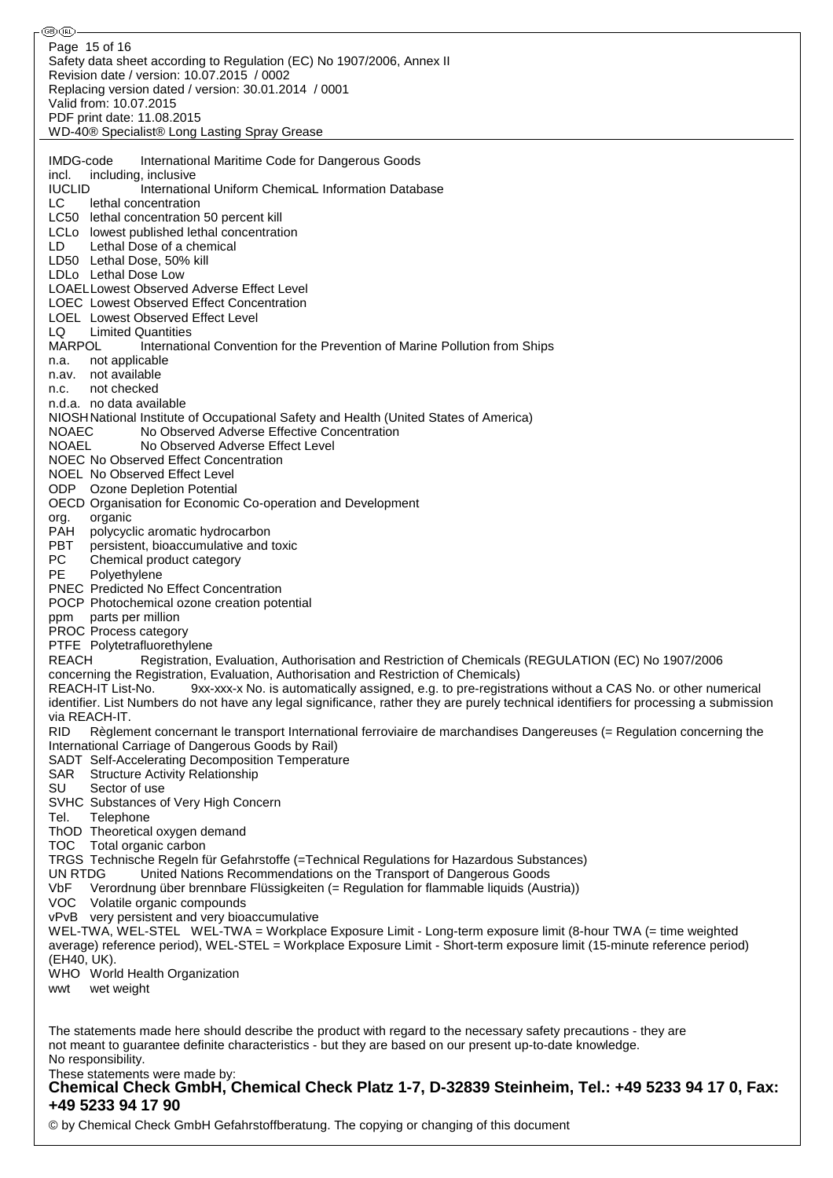IMDG-code International Maritime Code for Dangerous Goods
incl. including, inclusive
IUCLID International Uniform ChemicaL Information Database
LC lethal concentration
LC50 lethal concentration 50 percent kill
LCLo lowest published lethal concentration
LD Lethal Dose of a chemical
LD50 Lethal Dose, 50% kill
LDLo Lethal Dose Low
LOAEL Lowest Observed Adverse Effect Level
LOEC Lowest Observed Effect Concentration
LOEL Lowest Observed Effect Level
LQ Limited Quantities
MARPOL International Convention for the Prevention of Marine Pollution from Ships
n.a. not applicable
n.av. not available
n.c. not checked
n.d.a. no data available
NIOSH National Institute of Occupational Safety and Health (United States of America)
NOAEC No Observed Adverse Effective Concentration
NOAEL No Observed Adverse Effect Level
NOEC No Observed Effect Concentration
NOEL No Observed Effect Level
ODP Ozone Depletion Potential
OECD Organisation for Economic Co-operation and Development
org. organic
PAH polycyclic aromatic hydrocarbon
PBT persistent, bioaccumulative and toxic
PC Chemical product category
PE Polyethylene
PNEC Predicted No Effect Concentration
POCP Photochemical ozone creation potential
ppm parts per million
PROC Process category
PTFE Polytetrafluorethylene
REACH Registration, Evaluation, Authorisation and Restriction of Chemicals (REGULATION (EC) No 1907/2006 concerning the Registration, Evaluation, Authorisation and Restriction of Chemicals)
REACH-IT List-No. 9xx-xxx-x No. is automatically assigned, e.g. to pre-registrations without a CAS No. or other numerical identifier. List Numbers do not have any legal significance, rather they are purely technical identifiers for processing a submission via REACH-IT.
RID Règlement concernant le transport International ferroviaire de marchandises Dangereuses (= Regulation concerning the International Carriage of Dangerous Goods by Rail)
SADT Self-Accelerating Decomposition Temperature
SAR Structure Activity Relationship
SU Sector of use
SVHC Substances of Very High Concern
Tel. Telephone
ThOD Theoretical oxygen demand
TOC Total organic carbon
TRGS Technische Regeln für Gefahrstoffe (=Technical Regulations for Hazardous Substances)
UN RTDG United Nations Recommendations on the Transport of Dangerous Goods
VbF Verordnung über brennbare Flüssigkeiten (= Regulation for flammable liquids (Austria))
VOC Volatile organic compounds
vPvB very persistent and very bioaccumulative
WEL-TWA, WEL-STEL WEL-TWA = Workplace Exposure Limit - Long-term exposure limit (8-hour TWA (= time weighted average) reference period), WEL-STEL = Workplace Exposure Limit - Short-term exposure limit (15-minute reference period) (EH40, UK).
WHO World Health Organization
wwt wet weight

The statements made here should describe the product with regard to the necessary safety precautions - they are not meant to guarantee definite characteristics - but they are based on our present up-to-date knowledge.
No responsibility.
These statements were made by:
**Chemical Check GmbH, Chemical Check Platz 1-7, D-32839 Steinheim, Tel.: +49 5233 94 17 0, Fax: +49 5233 94 17 90**

© by Chemical Check GmbH Gefahrstoffberatung. The copying or changing of this document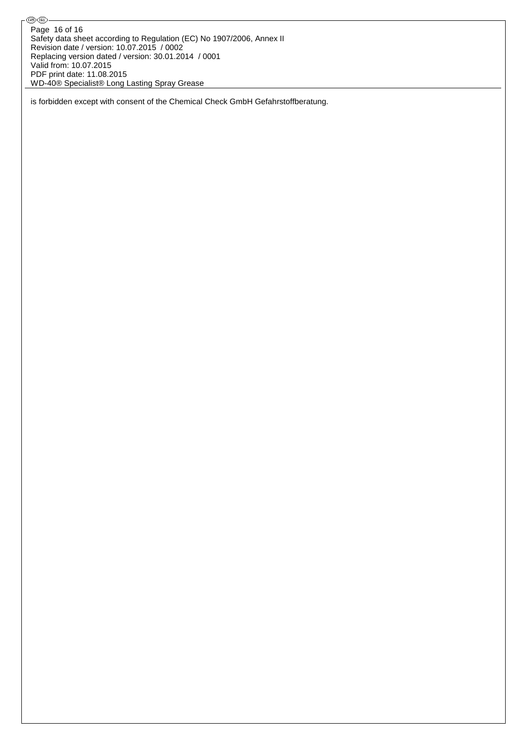is forbidden except with consent of the Chemical Check GmbH Gefahrstoffberatung.